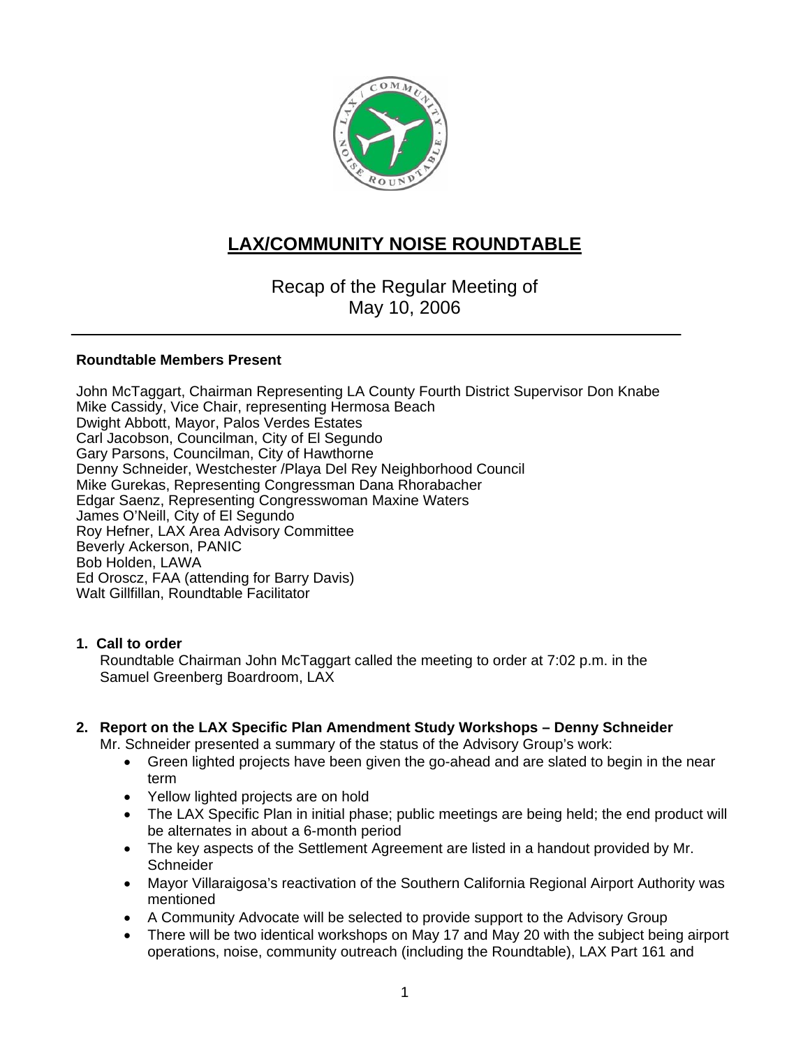# LAX/COMMUNITY NOISE ROUNDTABLE

Recap of the Regular Meeting of
May 10, 2006

**Roundtable Members Present**

John McTaggart, Chairman Representing LA County Fourth District Supervisor Don Knabe
Mike Cassidy, Vice Chair, representing Hermosa Beach
Dwight Abbott, Mayor, Palos Verdes Estates
Carl Jacobson, Councilman, City of El Segundo
Gary Parsons, Councilman, City of Hawthorne
Denny Schneider, Westchester /Playa Del Rey Neighborhood Council
Mike Gurekas, Representing Congressman Dana Rhorabacher
Edgar Saenz, Representing Congresswoman Maxine Waters
James O'Neill, City of El Segundo
Roy Hefner, LAX Area Advisory Committee
Beverly Ackerson, PANIC
Bob Holden, LAWA
Ed Oroscz, FAA (attending for Barry Davis)
Walt Gillfillan, Roundtable Facilitator

**1. Call to order**

Roundtable Chairman John McTaggart called the meeting to order at 7:02 p.m. in the Samuel Greenberg Boardroom, LAX

**2. Report on the LAX Specific Plan Amendment Study Workshops – Denny Schneider**

Mr. Schneider presented a summary of the status of the Advisory Group's work:

- Green lighted projects have been given the go-ahead and are slated to begin in the near term
- Yellow lighted projects are on hold
- The LAX Specific Plan in initial phase; public meetings are being held; the end product will be alternates in about a 6-month period
- The key aspects of the Settlement Agreement are listed in a handout provided by Mr. Schneider
- Mayor Villaraigosa's reactivation of the Southern California Regional Airport Authority was mentioned
- A Community Advocate will be selected to provide support to the Advisory Group
- There will be two identical workshops on May 17 and May 20 with the subject being airport operations, noise, community outreach (including the Roundtable), LAX Part 161 and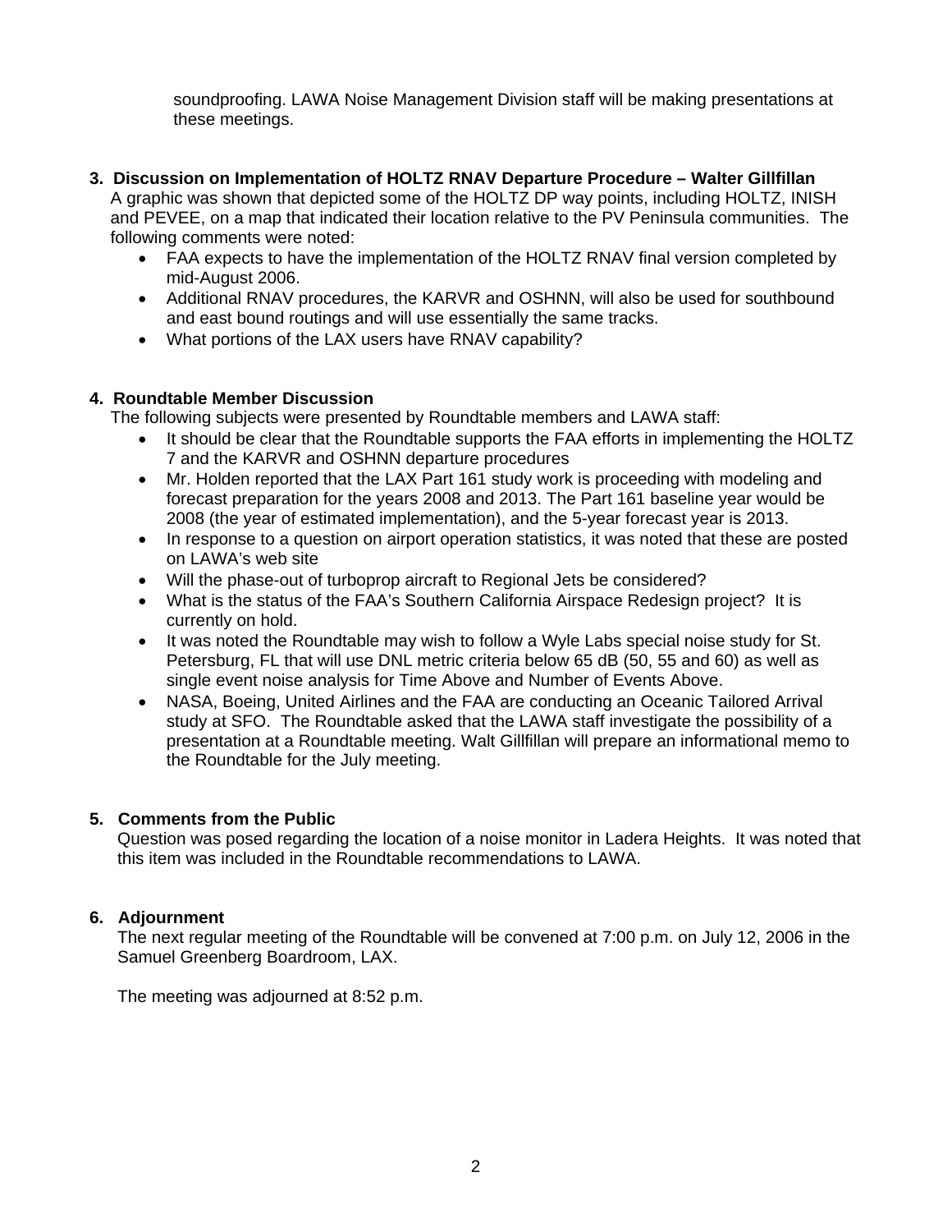soundproofing. LAWA Noise Management Division staff will be making presentations at these meetings.

**3. Discussion on Implementation of HOLTZ RNAV Departure Procedure – Walter Gillfillan**

A graphic was shown that depicted some of the HOLTZ DP way points, including HOLTZ, INISH and PEVEE, on a map that indicated their location relative to the PV Peninsula communities. The following comments were noted:

- FAA expects to have the implementation of the HOLTZ RNAV final version completed by mid-August 2006.
- Additional RNAV procedures, the KARVR and OSHNN, will also be used for southbound and east bound routings and will use essentially the same tracks.
- What portions of the LAX users have RNAV capability?

**4. Roundtable Member Discussion**

The following subjects were presented by Roundtable members and LAWA staff:

- It should be clear that the Roundtable supports the FAA efforts in implementing the HOLTZ 7 and the KARVR and OSHNN departure procedures
- Mr. Holden reported that the LAX Part 161 study work is proceeding with modeling and forecast preparation for the years 2008 and 2013. The Part 161 baseline year would be 2008 (the year of estimated implementation), and the 5-year forecast year is 2013.
- In response to a question on airport operation statistics, it was noted that these are posted on LAWA's web site
- Will the phase-out of turboprop aircraft to Regional Jets be considered?
- What is the status of the FAA's Southern California Airspace Redesign project? It is currently on hold.
- It was noted the Roundtable may wish to follow a Wyle Labs special noise study for St. Petersburg, FL that will use DNL metric criteria below 65 dB (50, 55 and 60) as well as single event noise analysis for Time Above and Number of Events Above.
- NASA, Boeing, United Airlines and the FAA are conducting an Oceanic Tailored Arrival study at SFO. The Roundtable asked that the LAWA staff investigate the possibility of a presentation at a Roundtable meeting. Walt Gillfillan will prepare an informational memo to the Roundtable for the July meeting.

**5. Comments from the Public**

Question was posed regarding the location of a noise monitor in Ladera Heights. It was noted that this item was included in the Roundtable recommendations to LAWA.

**6. Adjournment**

The next regular meeting of the Roundtable will be convened at 7:00 p.m. on July 12, 2006 in the Samuel Greenberg Boardroom, LAX.

The meeting was adjourned at 8:52 p.m.